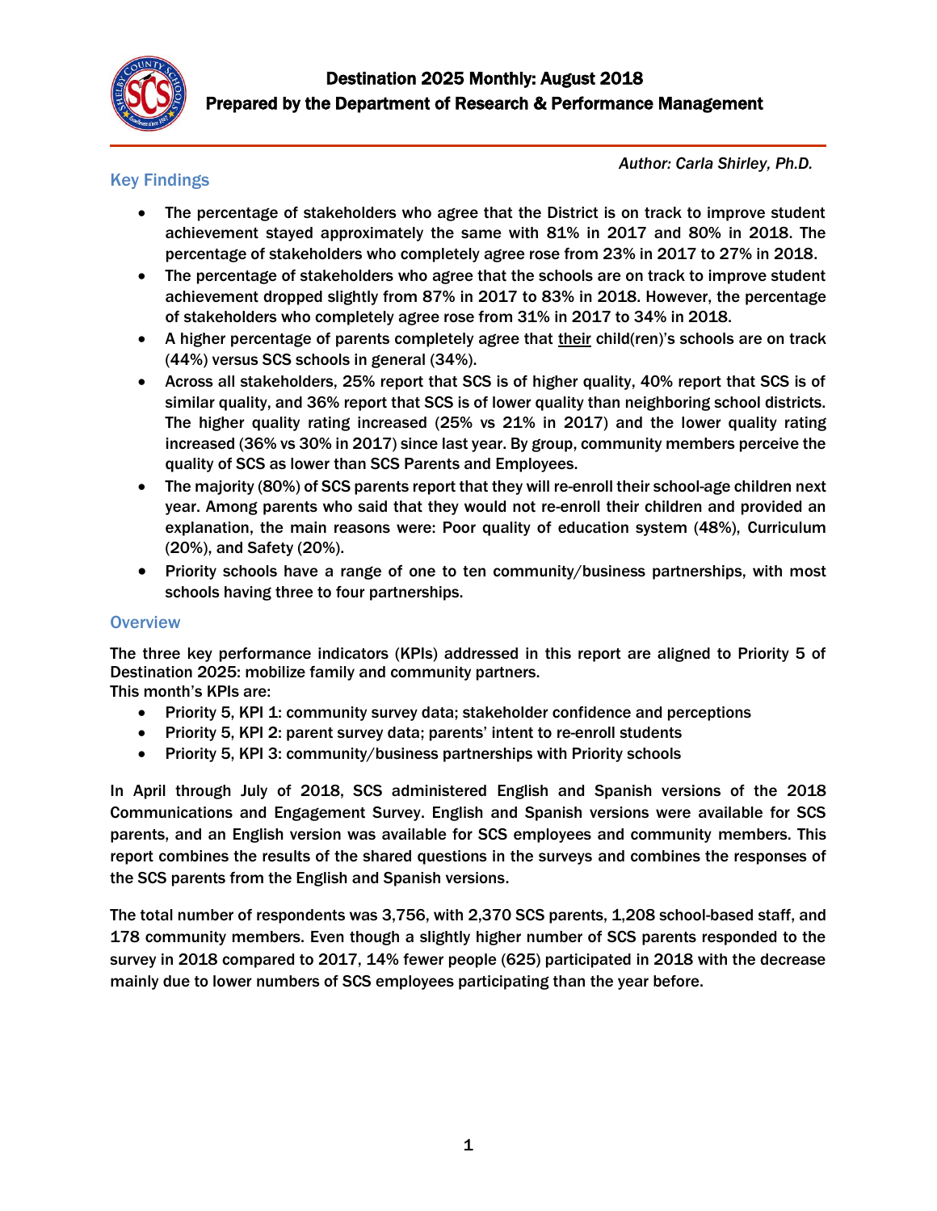# Destination 2025 Monthly: August 2018

## Prepared by the Department of Research & Performance Management

*Author: Carla Shirley, Ph.D.*

## Key Findings

- The percentage of stakeholders who agree that the District is on track to improve student achievement stayed approximately the same with 81% in 2017 and 80% in 2018. The percentage of stakeholders who completely agree rose from 23% in 2017 to 27% in 2018.
- The percentage of stakeholders who agree that the schools are on track to improve student achievement dropped slightly from 87% in 2017 to 83% in 2018. However, the percentage of stakeholders who completely agree rose from 31% in 2017 to 34% in 2018.
- A higher percentage of parents completely agree that <u>their</u> child(ren)'s schools are on track (44%) versus SCS schools in general (34%).
- Across all stakeholders, 25% report that SCS is of higher quality, 40% report that SCS is of similar quality, and 36% report that SCS is of lower quality than neighboring school districts. The higher quality rating increased (25% vs 21% in 2017) and the lower quality rating increased (36% vs 30% in 2017) since last year. By group, community members perceive the quality of SCS as lower than SCS Parents and Employees.
- The majority (80%) of SCS parents report that they will re-enroll their school-age children next year. Among parents who said that they would not re-enroll their children and provided an explanation, the main reasons were: Poor quality of education system (48%), Curriculum (20%), and Safety (20%).
- Priority schools have a range of one to ten community/business partnerships, with most schools having three to four partnerships.

## Overview

The three key performance indicators (KPIs) addressed in this report are aligned to Priority 5 of Destination 2025: mobilize family and community partners.
This month's KPIs are:

- Priority 5, KPI 1: community survey data; stakeholder confidence and perceptions
- Priority 5, KPI 2: parent survey data; parents' intent to re-enroll students
- Priority 5, KPI 3: community/business partnerships with Priority schools

In April through July of 2018, SCS administered English and Spanish versions of the 2018 Communications and Engagement Survey. English and Spanish versions were available for SCS parents, and an English version was available for SCS employees and community members. This report combines the results of the shared questions in the surveys and combines the responses of the SCS parents from the English and Spanish versions.

The total number of respondents was 3,756, with 2,370 SCS parents, 1,208 school-based staff, and 178 community members. Even though a slightly higher number of SCS parents responded to the survey in 2018 compared to 2017, 14% fewer people (625) participated in 2018 with the decrease mainly due to lower numbers of SCS employees participating than the year before.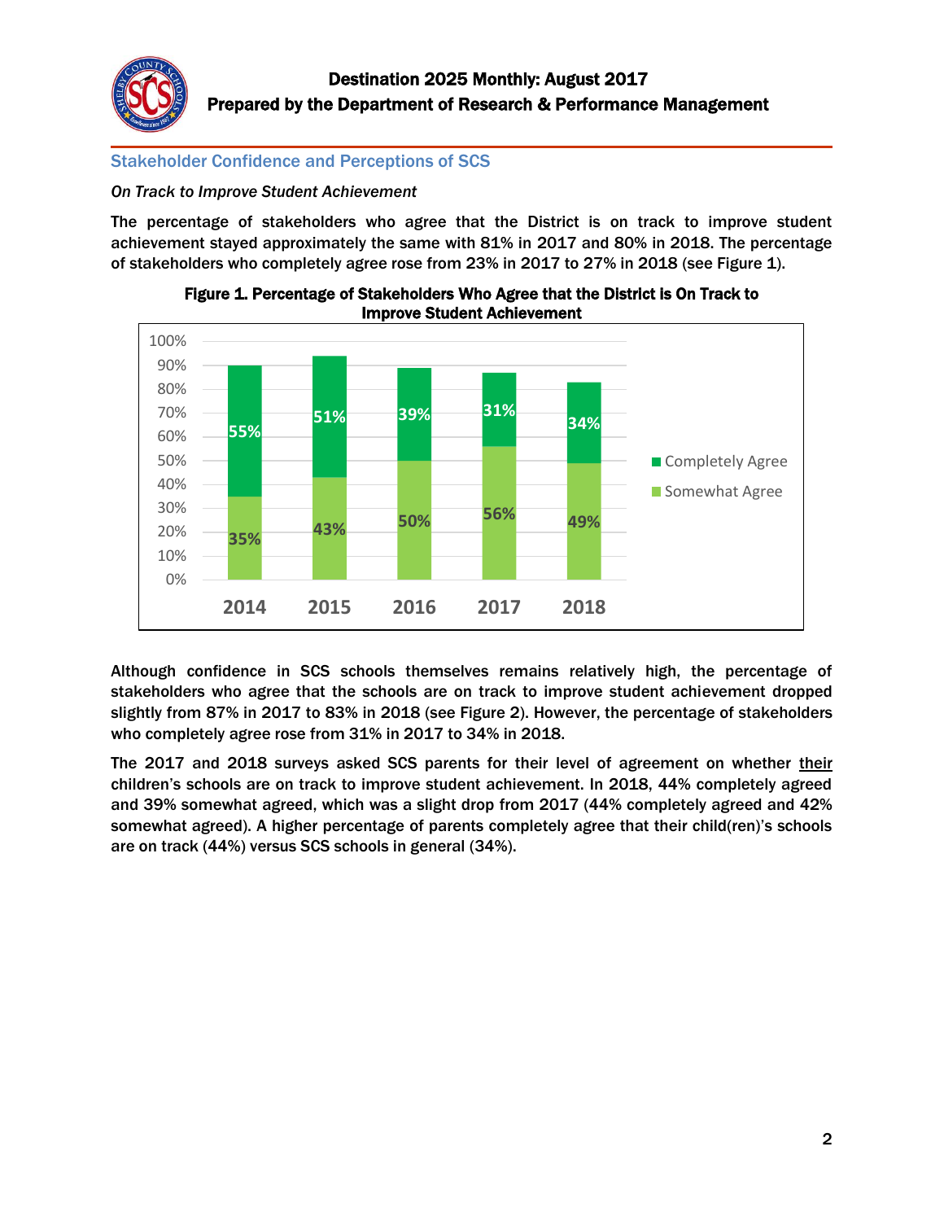Destination 2025 Monthly: August 2017
Prepared by the Department of Research & Performance Management

## Stakeholder Confidence and Perceptions of SCS

*On Track to Improve Student Achievement*

The percentage of stakeholders who agree that the District is on track to improve student achievement stayed approximately the same with 81% in 2017 and 80% in 2018. The percentage of stakeholders who completely agree rose from 23% in 2017 to 27% in 2018 (see Figure 1).

**Figure 1. Percentage of Stakeholders Who Agree that the District is On Track to Improve Student Achievement**

| Year | Completely Agree | Somewhat Agree |
|---|---|---|
| 2014 | 55% | 35% |
| 2015 | 51% | 43% |
| 2016 | 39% | 50% |
| 2017 | 31% | 56% |
| 2018 | 34% | 49% |

Although confidence in SCS schools themselves remains relatively high, the percentage of stakeholders who agree that the schools are on track to improve student achievement dropped slightly from 87% in 2017 to 83% in 2018 (see Figure 2). However, the percentage of stakeholders who completely agree rose from 31% in 2017 to 34% in 2018.

The 2017 and 2018 surveys asked SCS parents for their level of agreement on whether their children's schools are on track to improve student achievement. In 2018, 44% completely agreed and 39% somewhat agreed, which was a slight drop from 2017 (44% completely agreed and 42% somewhat agreed). A higher percentage of parents completely agree that their child(ren)'s schools are on track (44%) versus SCS schools in general (34%).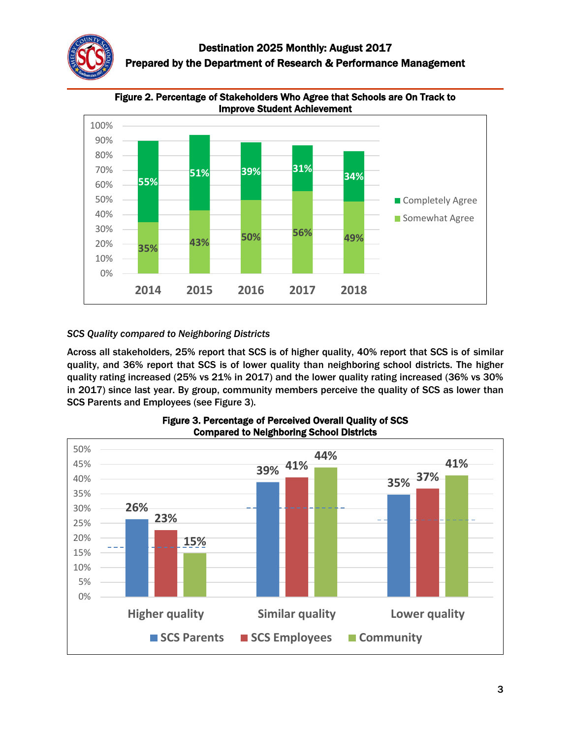**Figure 2. Percentage of Stakeholders Who Agree that Schools are On Track to Improve Student Achievement**

| Year | Somewhat Agree | Completely Agree |
|---|---|---|
| 2014 | 35% | 55% |
| 2015 | 43% | 51% |
| 2016 | 50% | 39% |
| 2017 | 56% | 31% |
| 2018 | 49% | 34% |

*SCS Quality compared to Neighboring Districts*

Across all stakeholders, 25% report that SCS is of higher quality, 40% report that SCS is of similar quality, and 36% report that SCS is of lower quality than neighboring school districts. The higher quality rating increased (25% vs 21% in 2017) and the lower quality rating increased (36% vs 30% in 2017) since last year. By group, community members perceive the quality of SCS as lower than SCS Parents and Employees (see Figure 3).

**Figure 3. Percentage of Perceived Overall Quality of SCS Compared to Neighboring School Districts**

| | SCS Parents | SCS Employees | Community |
|---|---|---|---|
| Higher quality | 26% | 23% | 15% |
| Similar quality | 39% | 41% | 44% |
| Lower quality | 35% | 37% | 41% |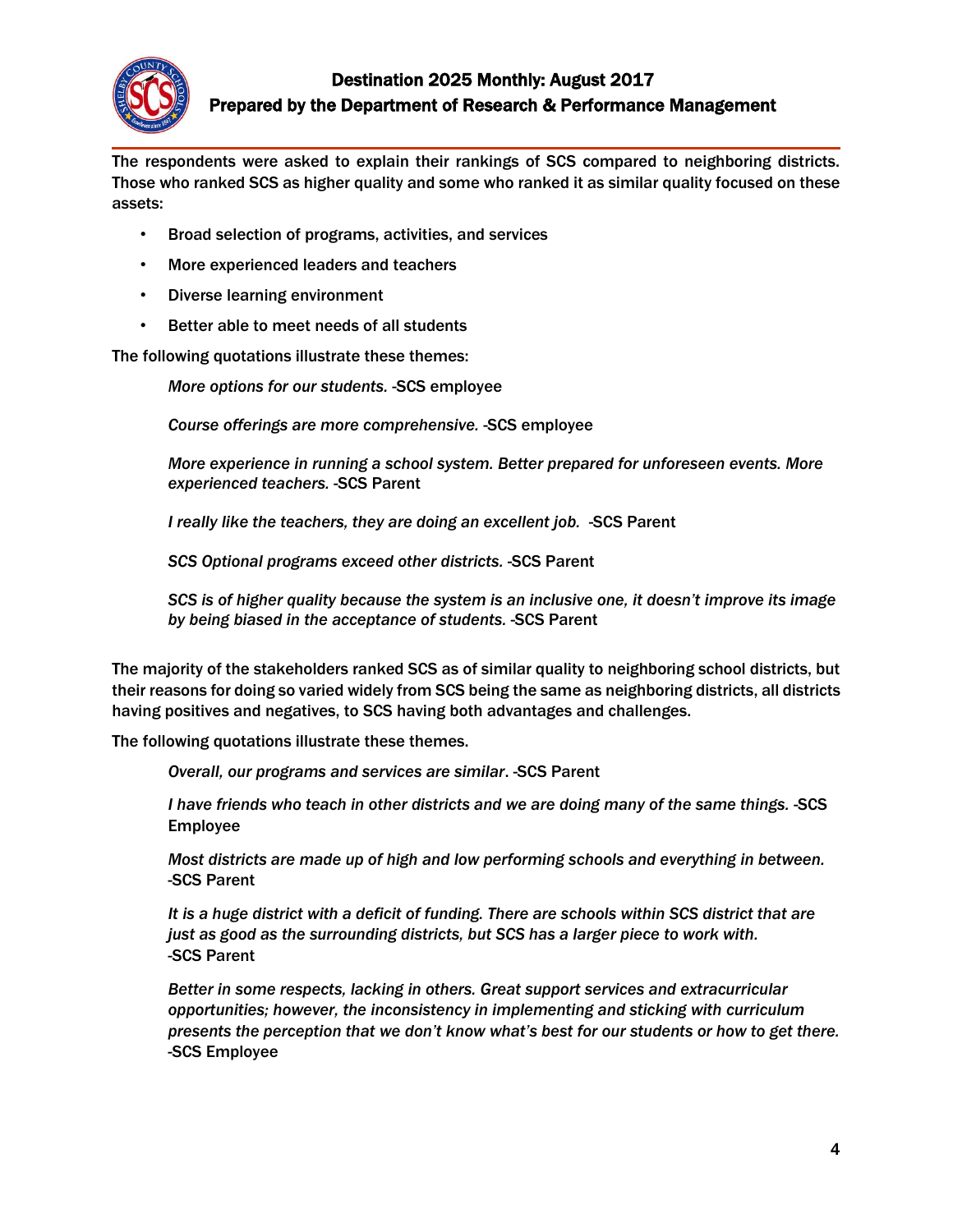The respondents were asked to explain their rankings of SCS compared to neighboring districts. Those who ranked SCS as higher quality and some who ranked it as similar quality focused on these assets:

- Broad selection of programs, activities, and services
- More experienced leaders and teachers
- Diverse learning environment
- Better able to meet needs of all students

The following quotations illustrate these themes:

> *More options for our students.* -SCS employee
>
> *Course offerings are more comprehensive.* -SCS employee
>
> *More experience in running a school system. Better prepared for unforeseen events. More experienced teachers.* -SCS Parent
>
> *I really like the teachers, they are doing an excellent job.* -SCS Parent
>
> *SCS Optional programs exceed other districts.* -SCS Parent
>
> *SCS is of higher quality because the system is an inclusive one, it doesn't improve its image by being biased in the acceptance of students.* -SCS Parent

The majority of the stakeholders ranked SCS as of similar quality to neighboring school districts, but their reasons for doing so varied widely from SCS being the same as neighboring districts, all districts having positives and negatives, to SCS having both advantages and challenges.

The following quotations illustrate these themes.

> *Overall, our programs and services are similar*. -SCS Parent
>
> *I have friends who teach in other districts and we are doing many of the same things.* -SCS Employee
>
> *Most districts are made up of high and low performing schools and everything in between.* -SCS Parent
>
> *It is a huge district with a deficit of funding. There are schools within SCS district that are just as good as the surrounding districts, but SCS has a larger piece to work with.* -SCS Parent
>
> *Better in some respects, lacking in others. Great support services and extracurricular opportunities; however, the inconsistency in implementing and sticking with curriculum presents the perception that we don't know what's best for our students or how to get there.* -SCS Employee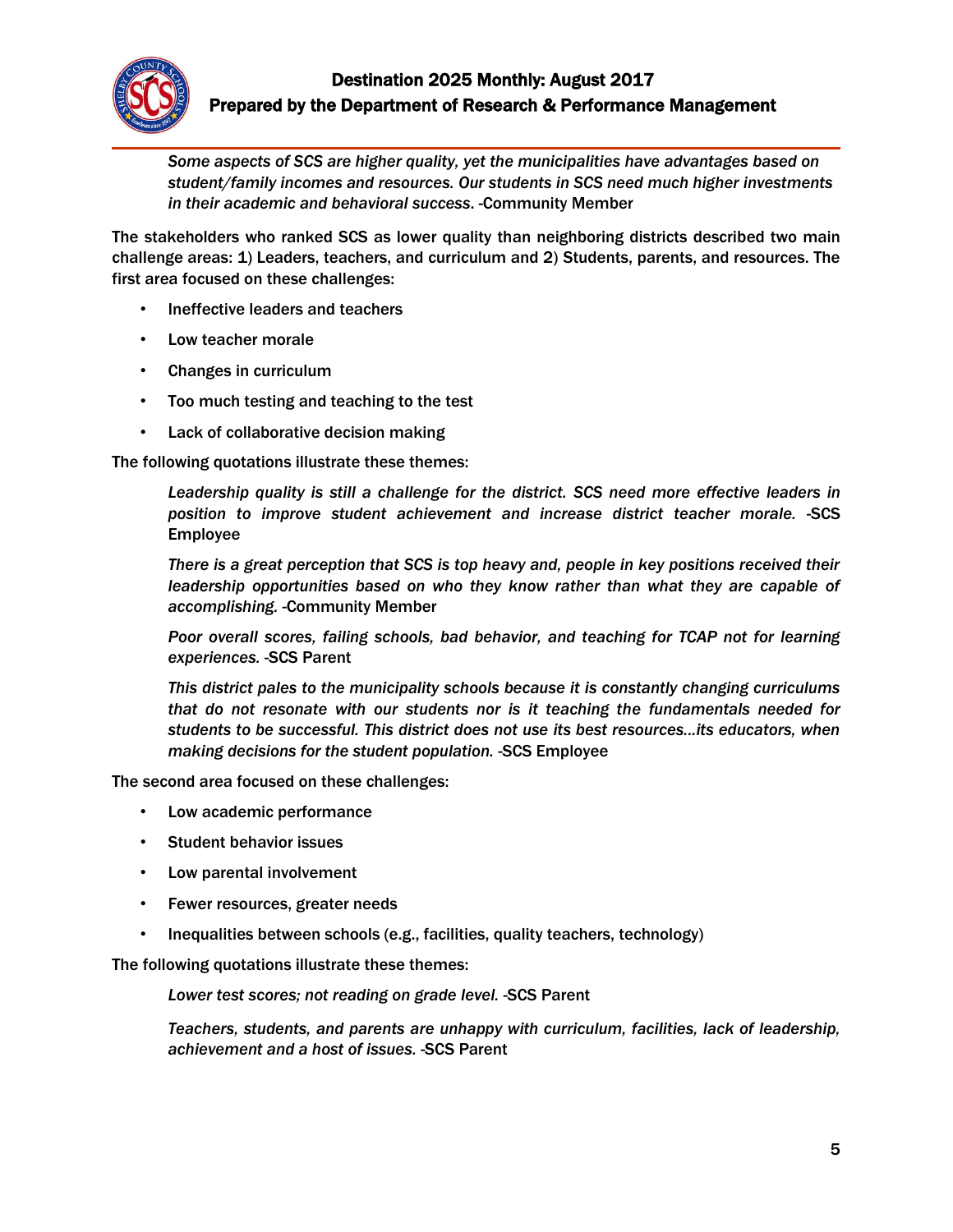> *Some aspects of SCS are higher quality, yet the municipalities have advantages based on student/family incomes and resources. Our students in SCS need much higher investments in their academic and behavioral success*. -Community Member

The stakeholders who ranked SCS as lower quality than neighboring districts described two main challenge areas: 1) Leaders, teachers, and curriculum and 2) Students, parents, and resources. The first area focused on these challenges:

- Ineffective leaders and teachers
- Low teacher morale
- Changes in curriculum
- Too much testing and teaching to the test
- Lack of collaborative decision making

The following quotations illustrate these themes:

> *Leadership quality is still a challenge for the district. SCS need more effective leaders in position to improve student achievement and increase district teacher morale.* -SCS Employee
>
> *There is a great perception that SCS is top heavy and, people in key positions received their leadership opportunities based on who they know rather than what they are capable of accomplishing.* -Community Member
>
> *Poor overall scores, failing schools, bad behavior, and teaching for TCAP not for learning experiences.* -SCS Parent
>
> *This district pales to the municipality schools because it is constantly changing curriculums that do not resonate with our students nor is it teaching the fundamentals needed for students to be successful. This district does not use its best resources…its educators, when making decisions for the student population.* -SCS Employee

The second area focused on these challenges:

- Low academic performance
- Student behavior issues
- Low parental involvement
- Fewer resources, greater needs
- Inequalities between schools (e.g., facilities, quality teachers, technology)

The following quotations illustrate these themes:

> *Lower test scores; not reading on grade level.* -SCS Parent
>
> *Teachers, students, and parents are unhappy with curriculum, facilities, lack of leadership, achievement and a host of issues.* -SCS Parent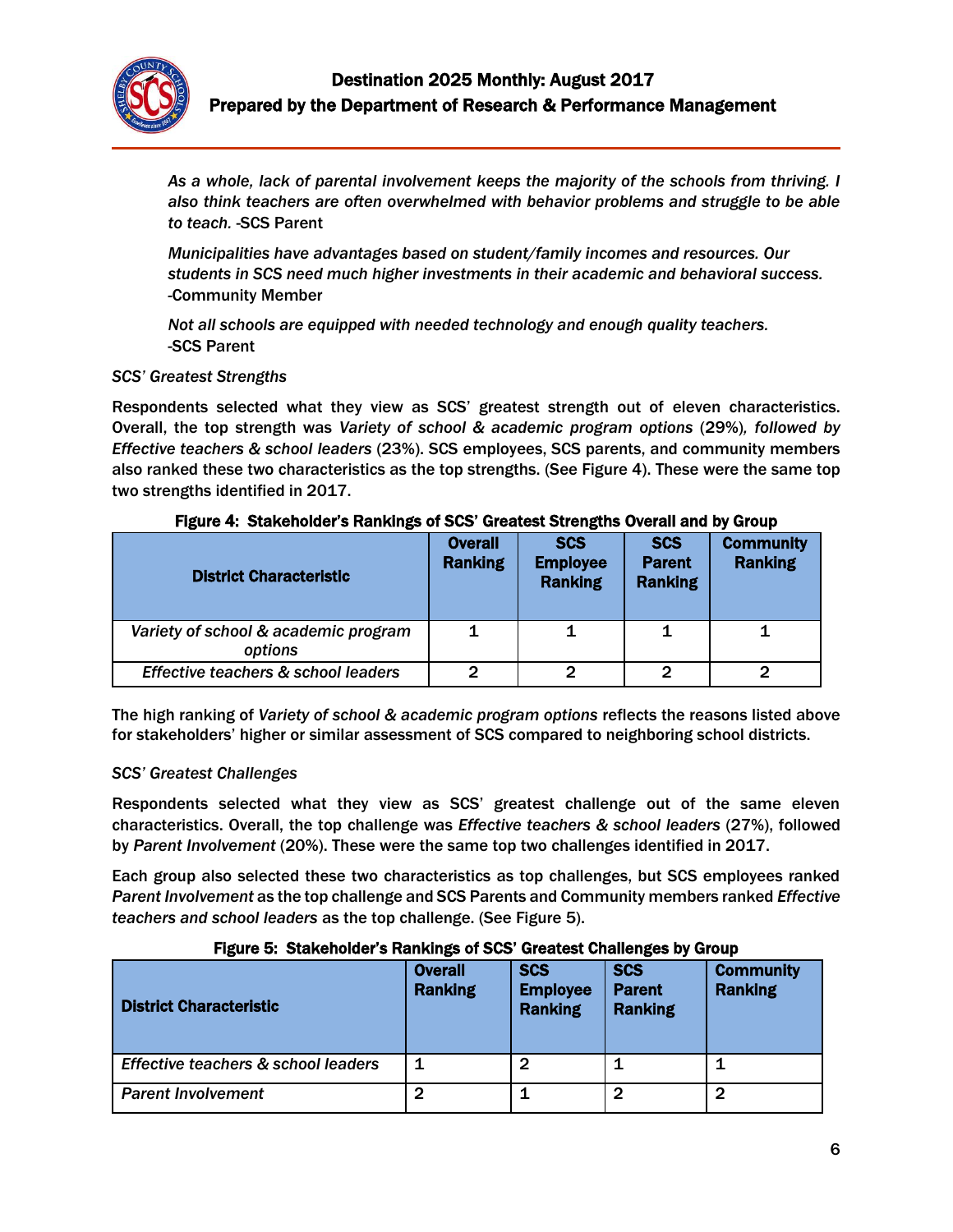*As a whole, lack of parental involvement keeps the majority of the schools from thriving. I also think teachers are often overwhelmed with behavior problems and struggle to be able to teach.* -SCS Parent

*Municipalities have advantages based on student/family incomes and resources. Our students in SCS need much higher investments in their academic and behavioral success.* -Community Member

*Not all schools are equipped with needed technology and enough quality teachers.* -SCS Parent

*SCS' Greatest Strengths*

Respondents selected what they view as SCS' greatest strength out of eleven characteristics. Overall, the top strength was *Variety of school & academic program options* (29%)*, followed by Effective teachers & school leaders* (23%). SCS employees, SCS parents, and community members also ranked these two characteristics as the top strengths. (See Figure 4). These were the same top two strengths identified in 2017.

**Figure 4: Stakeholder's Rankings of SCS' Greatest Strengths Overall and by Group**

| District Characteristic | Overall Ranking | SCS Employee Ranking | SCS Parent Ranking | Community Ranking |
|---|---|---|---|---|
| *Variety of school & academic program options* | 1 | 1 | 1 | 1 |
| *Effective teachers & school leaders* | 2 | 2 | 2 | 2 |

The high ranking of *Variety of school & academic program options* reflects the reasons listed above for stakeholders' higher or similar assessment of SCS compared to neighboring school districts.

*SCS' Greatest Challenges*

Respondents selected what they view as SCS' greatest challenge out of the same eleven characteristics. Overall, the top challenge was *Effective teachers & school leaders* (27%), followed by *Parent Involvement* (20%). These were the same top two challenges identified in 2017.

Each group also selected these two characteristics as top challenges, but SCS employees ranked *Parent Involvement* as the top challenge and SCS Parents and Community members ranked *Effective teachers and school leaders* as the top challenge. (See Figure 5).

**Figure 5: Stakeholder's Rankings of SCS' Greatest Challenges by Group**

| District Characteristic | Overall Ranking | SCS Employee Ranking | SCS Parent Ranking | Community Ranking |
|---|---|---|---|---|
| *Effective teachers & school leaders* | 1 | 2 | 1 | 1 |
| *Parent Involvement* | 2 | 1 | 2 | 2 |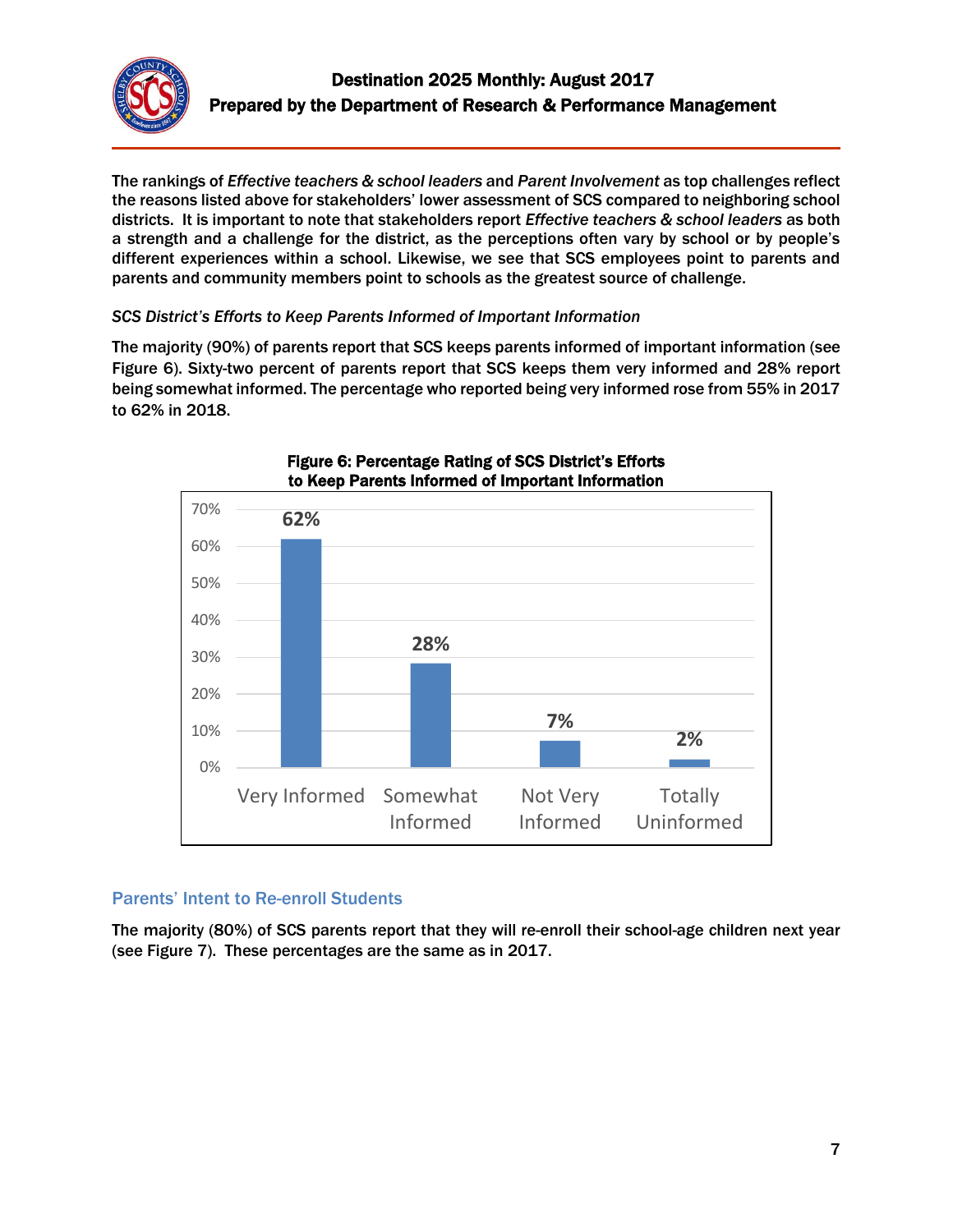The rankings of *Effective teachers & school leaders* and *Parent Involvement* as top challenges reflect the reasons listed above for stakeholders' lower assessment of SCS compared to neighboring school districts. It is important to note that stakeholders report *Effective teachers & school leaders* as both a strength and a challenge for the district, as the perceptions often vary by school or by people's different experiences within a school. Likewise, we see that SCS employees point to parents and parents and community members point to schools as the greatest source of challenge.

*SCS District's Efforts to Keep Parents Informed of Important Information*

The majority (90%) of parents report that SCS keeps parents informed of important information (see Figure 6). Sixty-two percent of parents report that SCS keeps them very informed and 28% report being somewhat informed. The percentage who reported being very informed rose from 55% in 2017 to 62% in 2018.

**Figure 6: Percentage Rating of SCS District's Efforts to Keep Parents Informed of Important Information**

| Rating | Percentage |
|---|---|
| Very Informed | 62% |
| Somewhat Informed | 28% |
| Not Very Informed | 7% |
| Totally Uninformed | 2% |

## Parents' Intent to Re-enroll Students

The majority (80%) of SCS parents report that they will re-enroll their school-age children next year (see Figure 7). These percentages are the same as in 2017.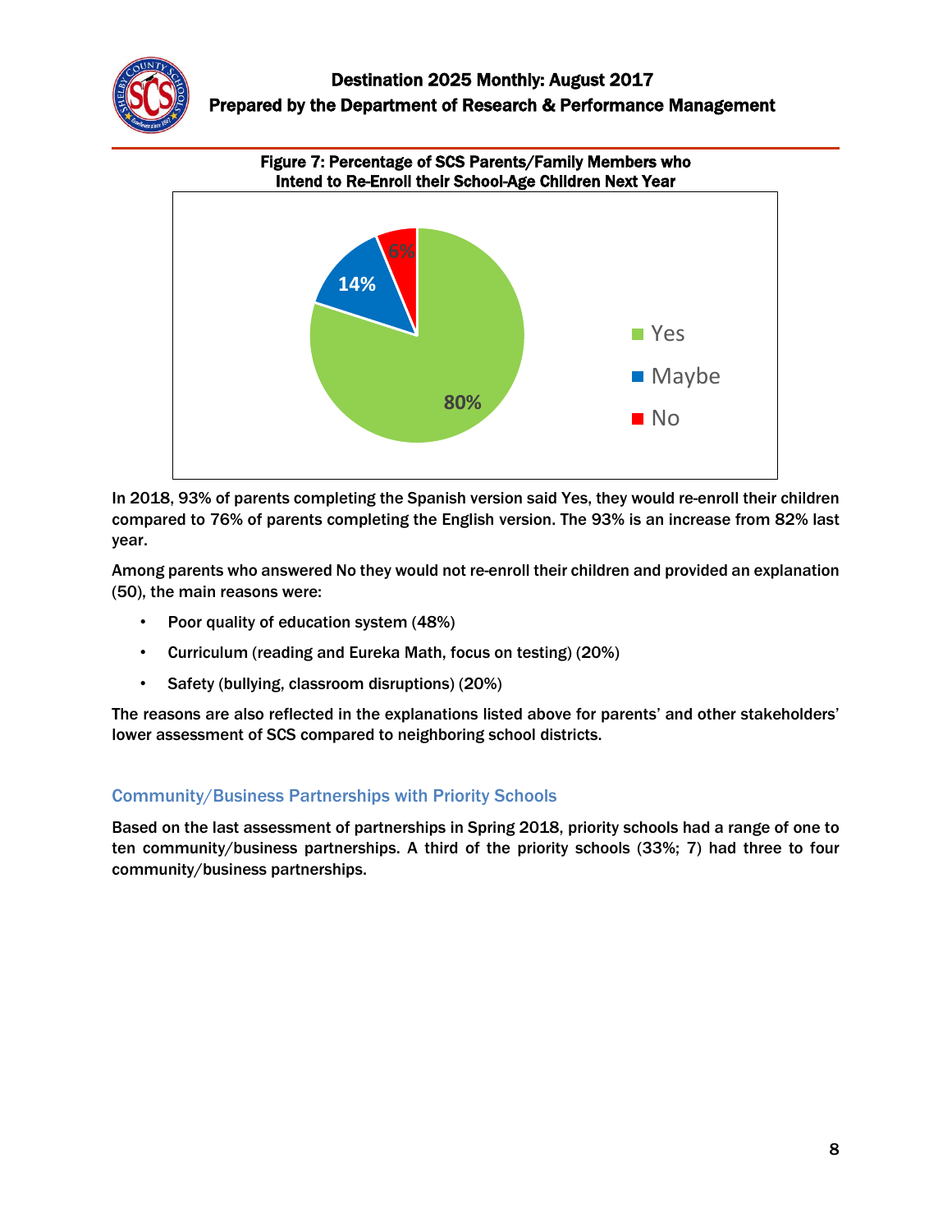**Figure 7: Percentage of SCS Parents/Family Members who Intend to Re-Enroll their School-Age Children Next Year**

In 2018, 93% of parents completing the Spanish version said Yes, they would re-enroll their children compared to 76% of parents completing the English version. The 93% is an increase from 82% last year.

Among parents who answered No they would not re-enroll their children and provided an explanation (50), the main reasons were:

- Poor quality of education system (48%)
- Curriculum (reading and Eureka Math, focus on testing) (20%)
- Safety (bullying, classroom disruptions) (20%)

The reasons are also reflected in the explanations listed above for parents' and other stakeholders' lower assessment of SCS compared to neighboring school districts.

## Community/Business Partnerships with Priority Schools

Based on the last assessment of partnerships in Spring 2018, priority schools had a range of one to ten community/business partnerships. A third of the priority schools (33%; 7) had three to four community/business partnerships.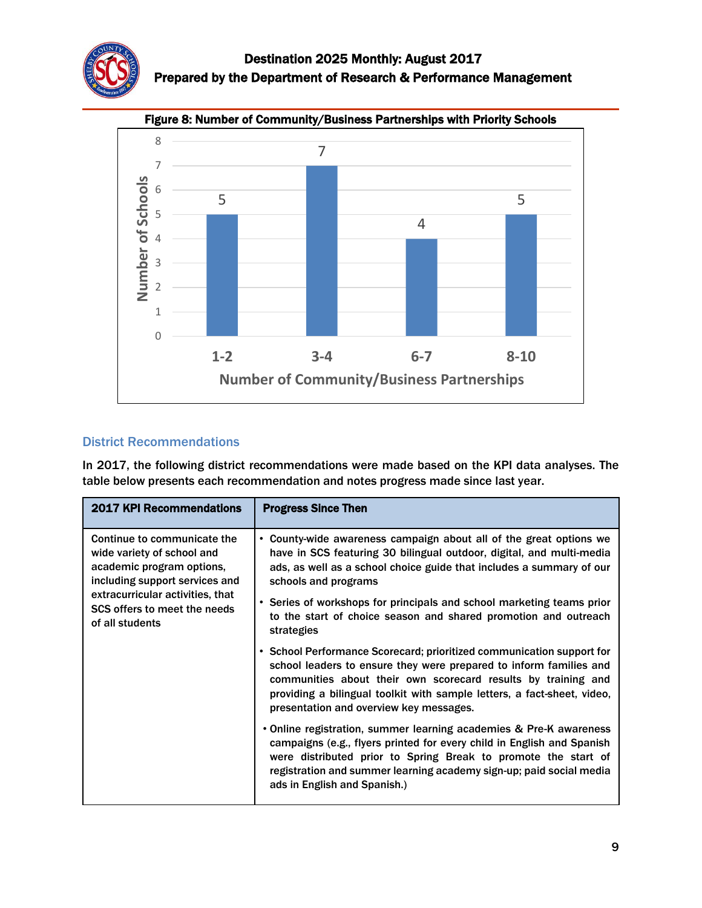Figure 8: Number of Community/Business Partnerships with Priority Schools

| Number of Community/Business Partnerships | Number of Schools |
|---|---|
| 1-2 | 5 |
| 3-4 | 7 |
| 6-7 | 4 |
| 8-10 | 5 |

## District Recommendations

In 2017, the following district recommendations were made based on the KPI data analyses. The table below presents each recommendation and notes progress made since last year.

| 2017 KPI Recommendations | Progress Since Then |
|---|---|
| Continue to communicate the wide variety of school and academic program options, including support services and extracurricular activities, that SCS offers to meet the needs of all students | • County-wide awareness campaign about all of the great options we have in SCS featuring 30 bilingual outdoor, digital, and multi-media ads, as well as a school choice guide that includes a summary of our schools and programs<br>• Series of workshops for principals and school marketing teams prior to the start of choice season and shared promotion and outreach strategies<br>• School Performance Scorecard; prioritized communication support for school leaders to ensure they were prepared to inform families and communities about their own scorecard results by training and providing a bilingual toolkit with sample letters, a fact-sheet, video, presentation and overview key messages.<br>• Online registration, summer learning academies & Pre-K awareness campaigns (e.g., flyers printed for every child in English and Spanish were distributed prior to Spring Break to promote the start of registration and summer learning academy sign-up; paid social media ads in English and Spanish.) |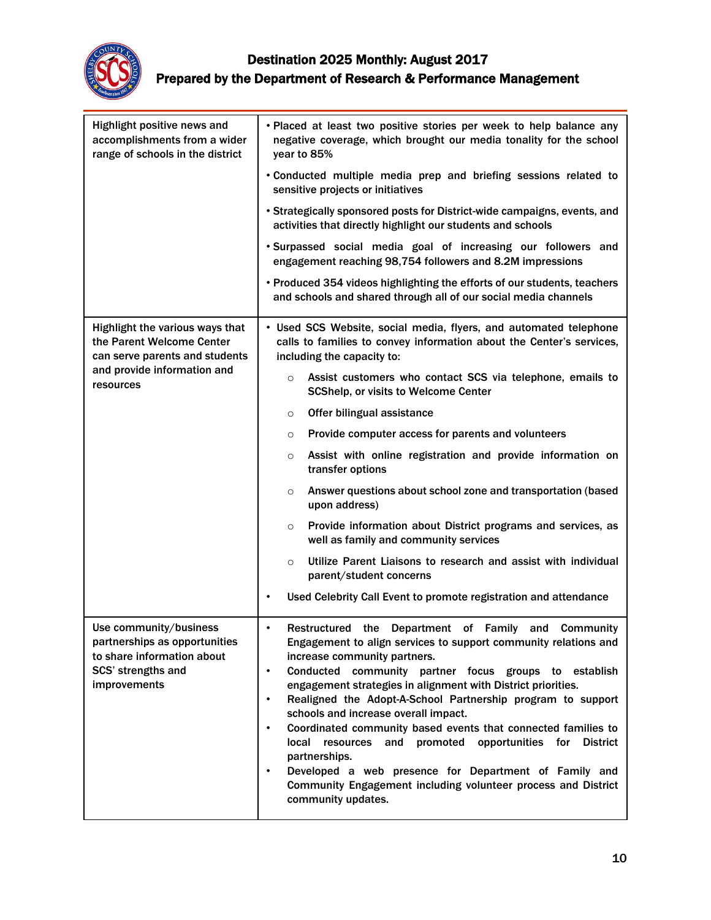| | |
|---|---|
| Highlight positive news and accomplishments from a wider range of schools in the district | • Placed at least two positive stories per week to help balance any negative coverage, which brought our media tonality for the school year to 85%<br>• Conducted multiple media prep and briefing sessions related to sensitive projects or initiatives<br>• Strategically sponsored posts for District-wide campaigns, events, and activities that directly highlight our students and schools<br>• Surpassed social media goal of increasing our followers and engagement reaching 98,754 followers and 8.2M impressions<br>• Produced 354 videos highlighting the efforts of our students, teachers and schools and shared through all of our social media channels |
| Highlight the various ways that the Parent Welcome Center can serve parents and students and provide information and resources | • Used SCS Website, social media, flyers, and automated telephone calls to families to convey information about the Center's services, including the capacity to:<br>○ Assist customers who contact SCS via telephone, emails to SCShelp, or visits to Welcome Center<br>○ Offer bilingual assistance<br>○ Provide computer access for parents and volunteers<br>○ Assist with online registration and provide information on transfer options<br>○ Answer questions about school zone and transportation (based upon address)<br>○ Provide information about District programs and services, as well as family and community services<br>○ Utilize Parent Liaisons to research and assist with individual parent/student concerns<br>• Used Celebrity Call Event to promote registration and attendance |
| Use community/business partnerships as opportunities to share information about SCS' strengths and improvements | • Restructured the Department of Family and Community Engagement to align services to support community relations and increase community partners.<br>• Conducted community partner focus groups to establish engagement strategies in alignment with District priorities.<br>• Realigned the Adopt-A-School Partnership program to support schools and increase overall impact.<br>• Coordinated community based events that connected families to local resources and promoted opportunities for District partnerships.<br>• Developed a web presence for Department of Family and Community Engagement including volunteer process and District community updates. |